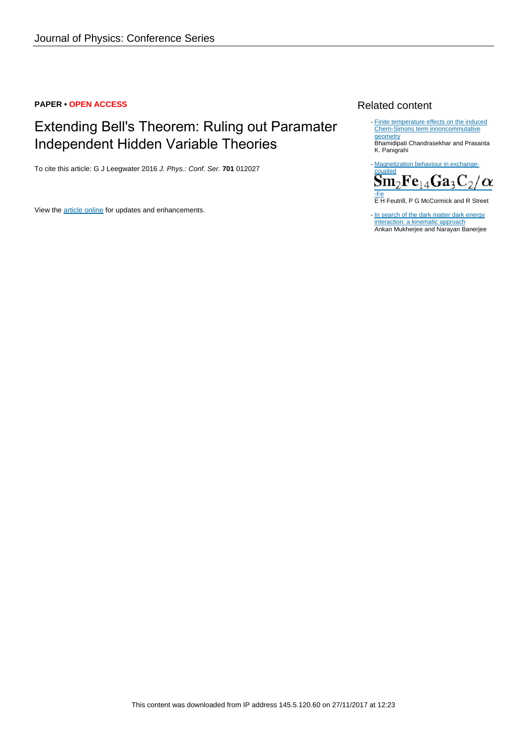**PAPER • OPEN ACCESS**

# Extending Bell's Theorem: Ruling out Paramater Independent Hidden Variable Theories

To cite this article: G J Leegwater 2016 *J. Phys.: Conf. Ser.* **701** 012027

View the article online for updates and enhancements.

## Related content

- Finite temperature effects on the induced Chern-Simons term innoncommutative geometry
Bhamidipati Chandrasekhar and Prasanta K. Panigrahi

- Magnetization behaviour in exchange-coupled $Sm_2Fe_{14}Ga_3C_2/\alpha$-Fe
E H Feutrill, P G McCormick and R Street

- In search of the dark matter dark energy interaction: a kinematic approach
Ankan Mukherjee and Narayan Banerjee

This content was downloaded from IP address 145.5.120.60 on 27/11/2017 at 12:23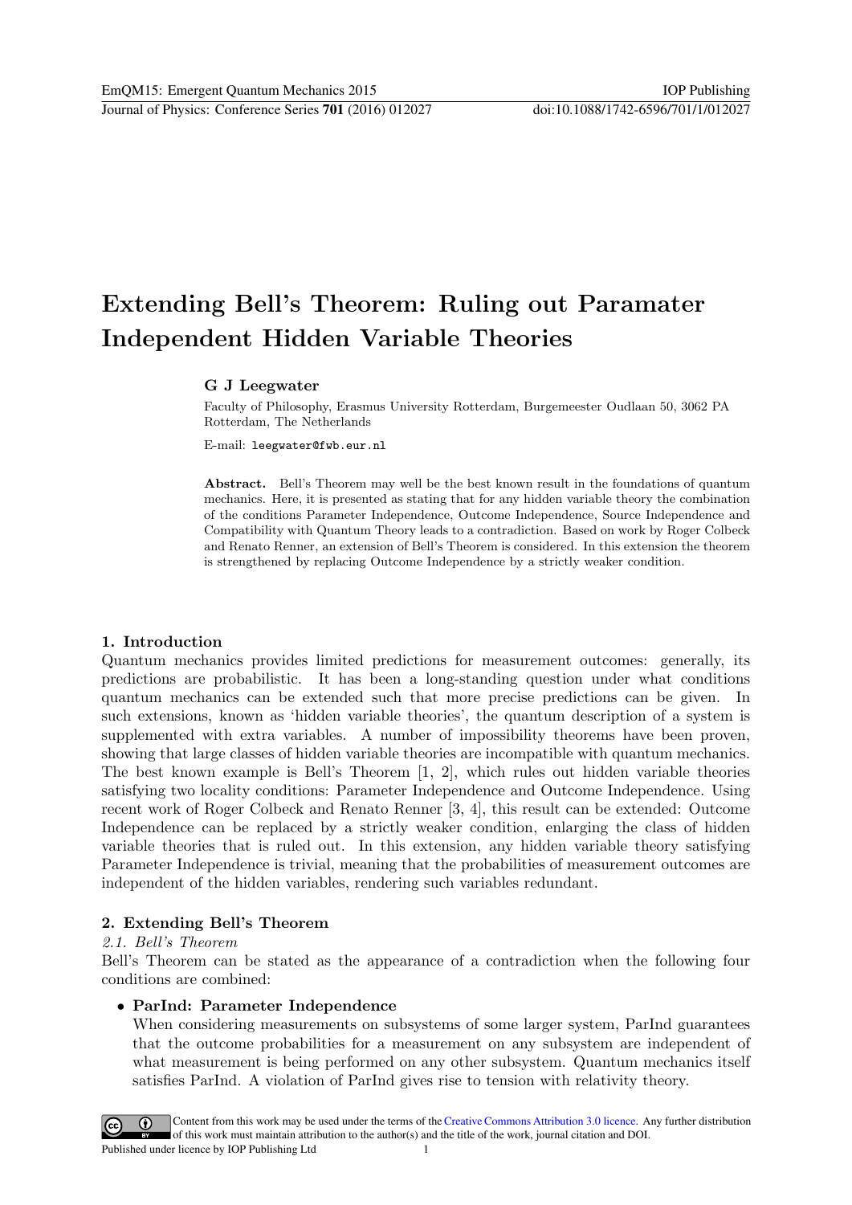# Extending Bell's Theorem: Ruling out Paramater Independent Hidden Variable Theories

**G J Leegwater**

Faculty of Philosophy, Erasmus University Rotterdam, Burgemeester Oudlaan 50, 3062 PA Rotterdam, The Netherlands

E-mail: `leegwater@fwb.eur.nl`

**Abstract.** Bell's Theorem may well be the best known result in the foundations of quantum mechanics. Here, it is presented as stating that for any hidden variable theory the combination of the conditions Parameter Independence, Outcome Independence, Source Independence and Compatibility with Quantum Theory leads to a contradiction. Based on work by Roger Colbeck and Renato Renner, an extension of Bell's Theorem is considered. In this extension the theorem is strengthened by replacing Outcome Independence by a strictly weaker condition.

## 1. Introduction

Quantum mechanics provides limited predictions for measurement outcomes: generally, its predictions are probabilistic. It has been a long-standing question under what conditions quantum mechanics can be extended such that more precise predictions can be given. In such extensions, known as 'hidden variable theories', the quantum description of a system is supplemented with extra variables. A number of impossibility theorems have been proven, showing that large classes of hidden variable theories are incompatible with quantum mechanics. The best known example is Bell's Theorem [1, 2], which rules out hidden variable theories satisfying two locality conditions: Parameter Independence and Outcome Independence. Using recent work of Roger Colbeck and Renato Renner [3, 4], this result can be extended: Outcome Independence can be replaced by a strictly weaker condition, enlarging the class of hidden variable theories that is ruled out. In this extension, any hidden variable theory satisfying Parameter Independence is trivial, meaning that the probabilities of measurement outcomes are independent of the hidden variables, rendering such variables redundant.

## 2. Extending Bell's Theorem

### 2.1. Bell's Theorem

Bell's Theorem can be stated as the appearance of a contradiction when the following four conditions are combined:

- **ParInd: Parameter Independence**
  When considering measurements on subsystems of some larger system, ParInd guarantees that the outcome probabilities for a measurement on any subsystem are independent of what measurement is being performed on any other subsystem. Quantum mechanics itself satisfies ParInd. A violation of ParInd gives rise to tension with relativity theory.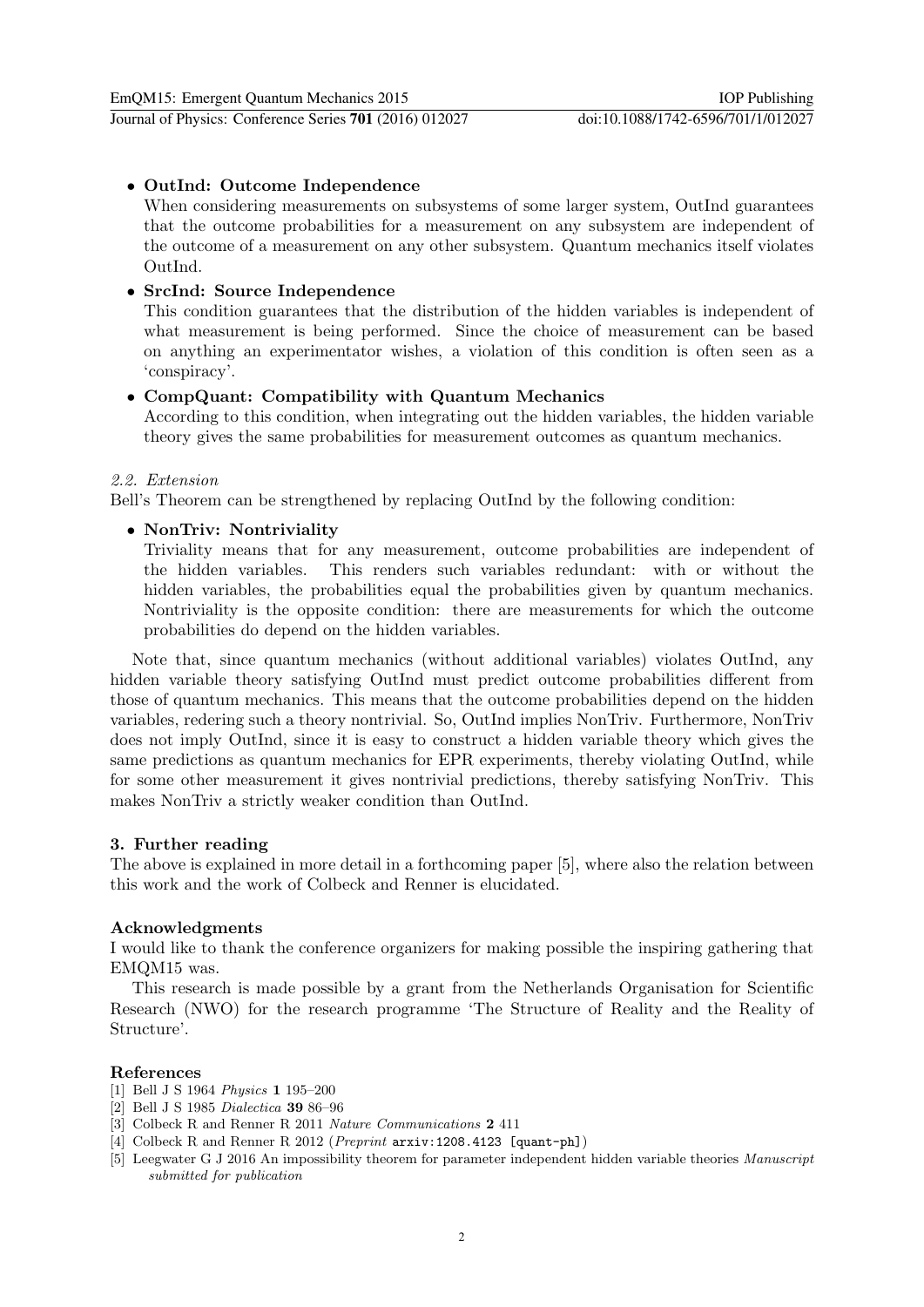- **OutInd: Outcome Independence**
  When considering measurements on subsystems of some larger system, OutInd guarantees that the outcome probabilities for a measurement on any subsystem are independent of the outcome of a measurement on any other subsystem. Quantum mechanics itself violates OutInd.

- **SrcInd: Source Independence**
  This condition guarantees that the distribution of the hidden variables is independent of what measurement is being performed. Since the choice of measurement can be based on anything an experimentator wishes, a violation of this condition is often seen as a 'conspiracy'.

- **CompQuant: Compatibility with Quantum Mechanics**
  According to this condition, when integrating out the hidden variables, the hidden variable theory gives the same probabilities for measurement outcomes as quantum mechanics.

### *2.2. Extension*

Bell's Theorem can be strengthened by replacing OutInd by the following condition:

- **NonTriv: Nontriviality**
  Triviality means that for any measurement, outcome probabilities are independent of the hidden variables. This renders such variables redundant: with or without the hidden variables, the probabilities equal the probabilities given by quantum mechanics. Nontriviality is the opposite condition: there are measurements for which the outcome probabilities do depend on the hidden variables.

Note that, since quantum mechanics (without additional variables) violates OutInd, any hidden variable theory satisfying OutInd must predict outcome probabilities different from those of quantum mechanics. This means that the outcome probabilities depend on the hidden variables, redering such a theory nontrivial. So, OutInd implies NonTriv. Furthermore, NonTriv does not imply OutInd, since it is easy to construct a hidden variable theory which gives the same predictions as quantum mechanics for EPR experiments, thereby violating OutInd, while for some other measurement it gives nontrivial predictions, thereby satisfying NonTriv. This makes NonTriv a strictly weaker condition than OutInd.

## 3. Further reading

The above is explained in more detail in a forthcoming paper [5], where also the relation between this work and the work of Colbeck and Renner is elucidated.

### Acknowledgments

I would like to thank the conference organizers for making possible the inspiring gathering that EMQM15 was.

This research is made possible by a grant from the Netherlands Organisation for Scientific Research (NWO) for the research programme 'The Structure of Reality and the Reality of Structure'.

### References

[1] Bell J S 1964 *Physics* **1** 195–200

[2] Bell J S 1985 *Dialectica* **39** 86–96

[3] Colbeck R and Renner R 2011 *Nature Communications* **2** 411

[4] Colbeck R and Renner R 2012 (*Preprint* `arxiv:1208.4123 [quant-ph]`)

[5] Leegwater G J 2016 An impossibility theorem for parameter independent hidden variable theories *Manuscript submitted for publication*